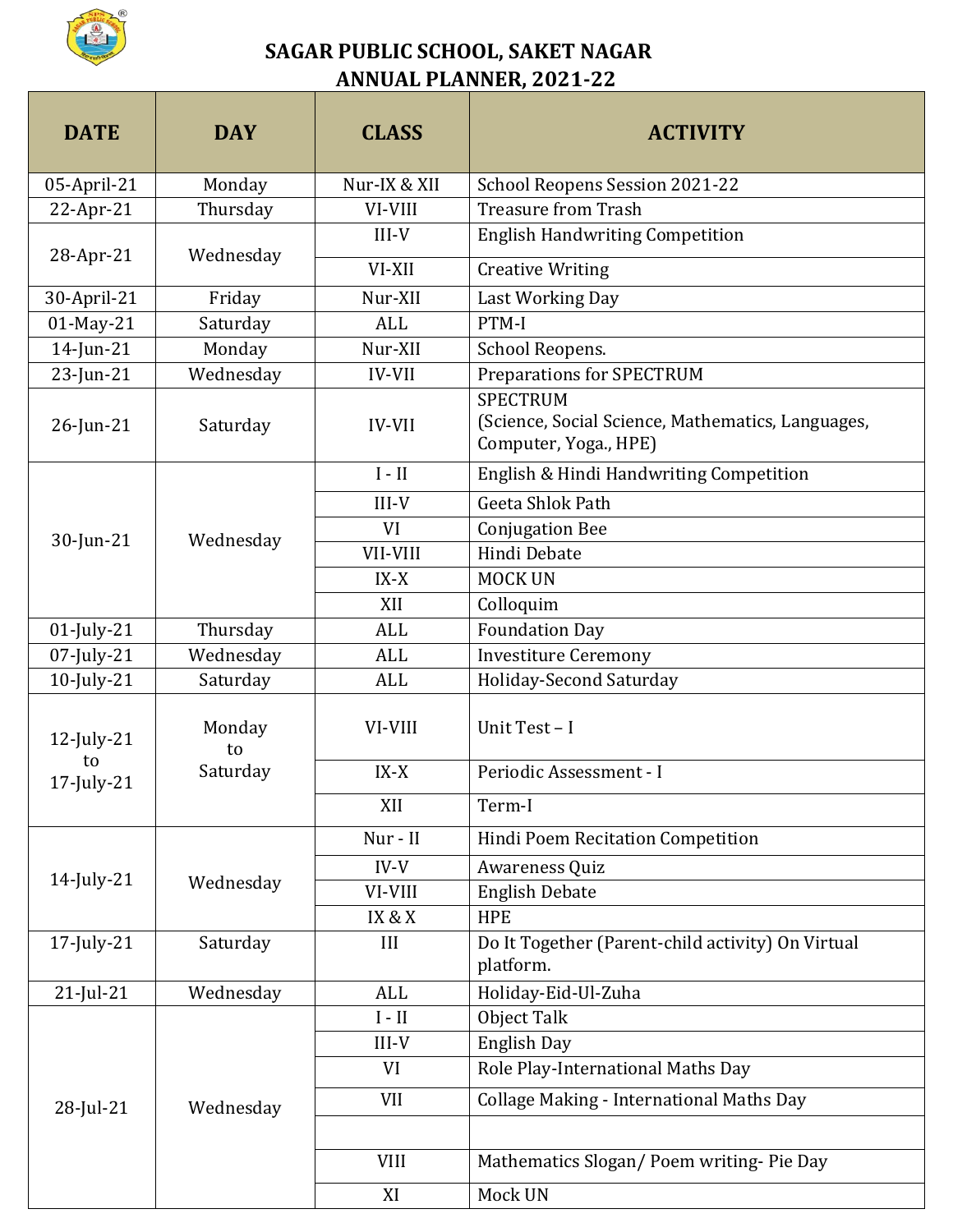# SAGAR PUBLIC SCHOOL, SAKET NAGAR

## ANNUAL PLANNER, 2021-22

| DATE | DAY | CLASS | ACTIVITY |
|---|---|---|---|
| 05-April-21 | Monday | Nur-IX & XII | School Reopens Session 2021-22 |
| 22-Apr-21 | Thursday | VI-VIII | Treasure from Trash |
| 28-Apr-21 | Wednesday | III-V | English Handwriting Competition |
| | | VI-XII | Creative Writing |
| 30-April-21 | Friday | Nur-XII | Last Working Day |
| 01-May-21 | Saturday | ALL | PTM-I |
| 14-Jun-21 | Monday | Nur-XII | School Reopens. |
| 23-Jun-21 | Wednesday | IV-VII | Preparations for SPECTRUM |
| 26-Jun-21 | Saturday | IV-VII | SPECTRUM (Science, Social Science, Mathematics, Languages, Computer, Yoga., HPE) |
| 30-Jun-21 | Wednesday | I - II | English & Hindi Handwriting Competition |
| | | III-V | Geeta Shlok Path |
| | | VI | Conjugation Bee |
| | | VII-VIII | Hindi Debate |
| | | IX-X | MOCK UN |
| | | XII | Colloquim |
| 01-July-21 | Thursday | ALL | Foundation Day |
| 07-July-21 | Wednesday | ALL | Investiture Ceremony |
| 10-July-21 | Saturday | ALL | Holiday-Second Saturday |
| 12-July-21 to 17-July-21 | Monday to Saturday | VI-VIII | Unit Test – I |
| | | IX-X | Periodic Assessment - I |
| | | XII | Term-I |
| 14-July-21 | Wednesday | Nur - II | Hindi Poem Recitation Competition |
| | | IV-V | Awareness Quiz |
| | | VI-VIII | English Debate |
| | | IX & X | HPE |
| 17-July-21 | Saturday | III | Do It Together (Parent-child activity) On Virtual platform. |
| 21-Jul-21 | Wednesday | ALL | Holiday-Eid-Ul-Zuha |
| 28-Jul-21 | Wednesday | I - II | Object Talk |
| | | III-V | English Day |
| | | VI | Role Play-International Maths Day |
| | | VII | Collage Making - International Maths Day |
| | | | |
| | | VIII | Mathematics Slogan/ Poem writing- Pie Day |
| | | XI | Mock UN |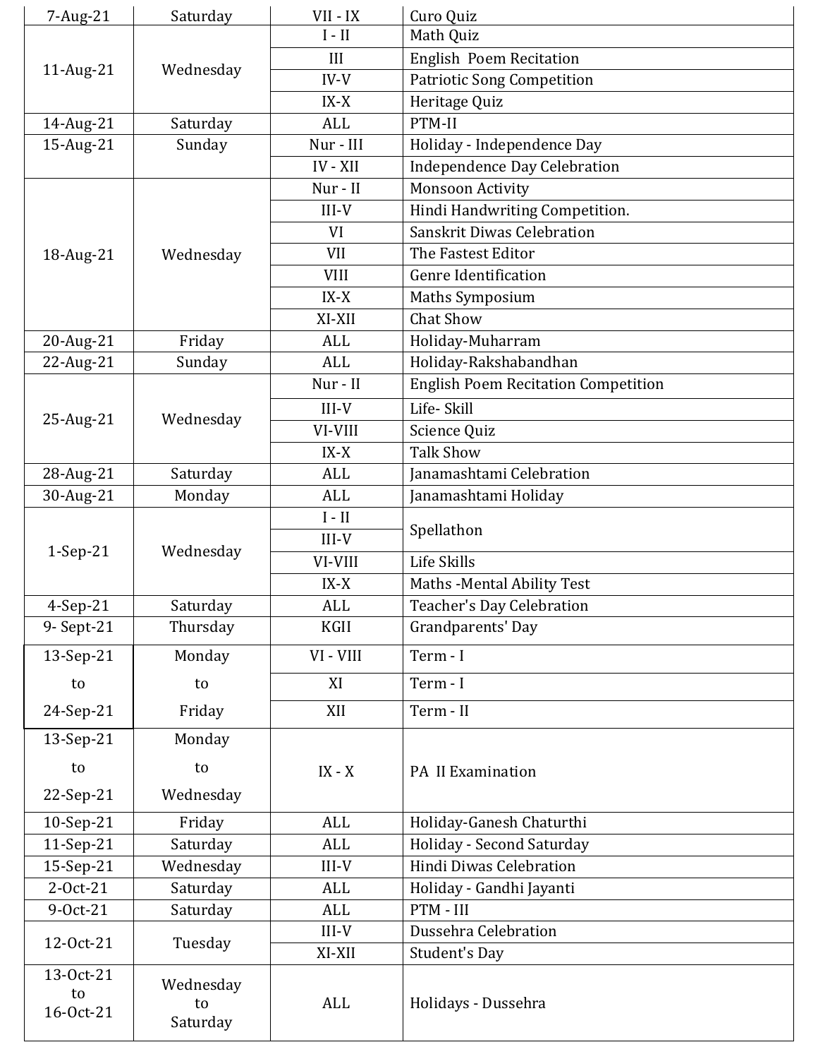| 7-Aug-21 | Saturday | VII - IX | Curo Quiz |
|---|---|---|---|
| 11-Aug-21 | Wednesday | I - II | Math Quiz |
| | | III | English Poem Recitation |
| | | IV-V | Patriotic Song Competition |
| | | IX-X | Heritage Quiz |
| 14-Aug-21 | Saturday | ALL | PTM-II |
| 15-Aug-21 | Sunday | Nur - III | Holiday - Independence Day |
| | | IV - XII | Independence Day Celebration |
| 18-Aug-21 | Wednesday | Nur - II | Monsoon Activity |
| | | III-V | Hindi Handwriting Competition. |
| | | VI | Sanskrit Diwas Celebration |
| | | VII | The Fastest Editor |
| | | VIII | Genre Identification |
| | | IX-X | Maths Symposium |
| | | XI-XII | Chat Show |
| 20-Aug-21 | Friday | ALL | Holiday-Muharram |
| 22-Aug-21 | Sunday | ALL | Holiday-Rakshabandhan |
| 25-Aug-21 | Wednesday | Nur - II | English Poem Recitation Competition |
| | | III-V | Life- Skill |
| | | VI-VIII | Science Quiz |
| | | IX-X | Talk Show |
| 28-Aug-21 | Saturday | ALL | Janamashtami Celebration |
| 30-Aug-21 | Monday | ALL | Janamashtami Holiday |
| 1-Sep-21 | Wednesday | I - II | Spellathon |
| | | III-V | Spellathon |
| | | VI-VIII | Life Skills |
| | | IX-X | Maths -Mental Ability Test |
| 4-Sep-21 | Saturday | ALL | Teacher's Day Celebration |
| 9- Sept-21 | Thursday | KGII | Grandparents' Day |
| 13-Sep-21 to 24-Sep-21 | Monday to Friday | VI - VIII | Term - I |
| | | XI | Term - I |
| | | XII | Term - II |
| 13-Sep-21 to 22-Sep-21 | Monday to Wednesday | IX - X | PA II Examination |
| 10-Sep-21 | Friday | ALL | Holiday-Ganesh Chaturthi |
| 11-Sep-21 | Saturday | ALL | Holiday - Second Saturday |
| 15-Sep-21 | Wednesday | III-V | Hindi Diwas Celebration |
| 2-Oct-21 | Saturday | ALL | Holiday - Gandhi Jayanti |
| 9-Oct-21 | Saturday | ALL | PTM - III |
| 12-Oct-21 | Tuesday | III-V | Dussehra Celebration |
| | | XI-XII | Student's Day |
| 13-Oct-21 to 16-Oct-21 | Wednesday to Saturday | ALL | Holidays - Dussehra |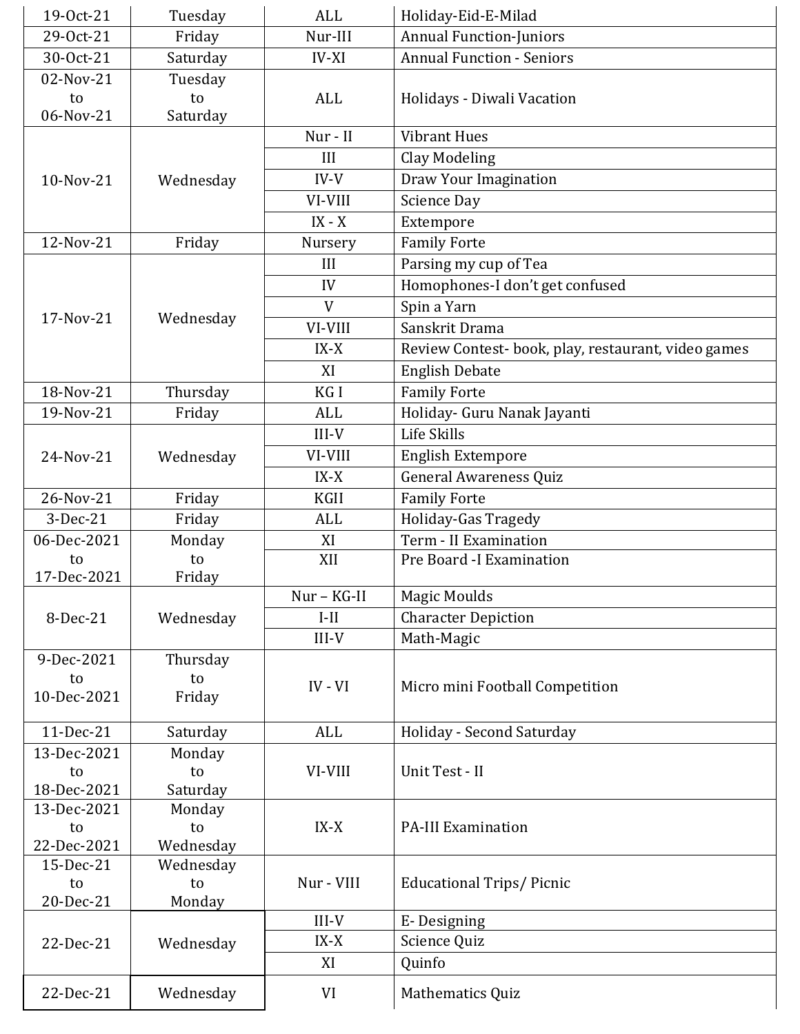| 19-Oct-21 | Tuesday | ALL | Holiday-Eid-E-Milad |
|---|---|---|---|
| 29-Oct-21 | Friday | Nur-III | Annual Function-Juniors |
| 30-Oct-21 | Saturday | IV-XI | Annual Function - Seniors |
| 02-Nov-21 to 06-Nov-21 | Tuesday to Saturday | ALL | Holidays - Diwali Vacation |
| 10-Nov-21 | Wednesday | Nur - II | Vibrant Hues |
| | | III | Clay Modeling |
| | | IV-V | Draw Your Imagination |
| | | VI-VIII | Science Day |
| | | IX - X | Extempore |
| 12-Nov-21 | Friday | Nursery | Family Forte |
| 17-Nov-21 | Wednesday | III | Parsing my cup of Tea |
| | | IV | Homophones-I don't get confused |
| | | V | Spin a Yarn |
| | | VI-VIII | Sanskrit Drama |
| | | IX-X | Review Contest- book, play, restaurant, video games |
| | | XI | English Debate |
| 18-Nov-21 | Thursday | KG I | Family Forte |
| 19-Nov-21 | Friday | ALL | Holiday- Guru Nanak Jayanti |
| 24-Nov-21 | Wednesday | III-V | Life Skills |
| | | VI-VIII | English Extempore |
| | | IX-X | General Awareness Quiz |
| 26-Nov-21 | Friday | KGII | Family Forte |
| 3-Dec-21 | Friday | ALL | Holiday-Gas Tragedy |
| 06-Dec-2021 to 17-Dec-2021 | Monday to Friday | XI | Term - II Examination |
| | | XII | Pre Board -I Examination |
| 8-Dec-21 | Wednesday | Nur – KG-II | Magic Moulds |
| | | I-II | Character Depiction |
| | | III-V | Math-Magic |
| 9-Dec-2021 to 10-Dec-2021 | Thursday to Friday | IV - VI | Micro mini Football Competition |
| 11-Dec-21 | Saturday | ALL | Holiday - Second Saturday |
| 13-Dec-2021 to 18-Dec-2021 | Monday to Saturday | VI-VIII | Unit Test - II |
| 13-Dec-2021 to 22-Dec-2021 | Monday to Wednesday | IX-X | PA-III Examination |
| 15-Dec-21 to 20-Dec-21 | Wednesday to Monday | Nur - VIII | Educational Trips/ Picnic |
| 22-Dec-21 | Wednesday | III-V | E- Designing |
| | | IX-X | Science Quiz |
| | | XI | Quinfo |
| 22-Dec-21 | Wednesday | VI | Mathematics Quiz |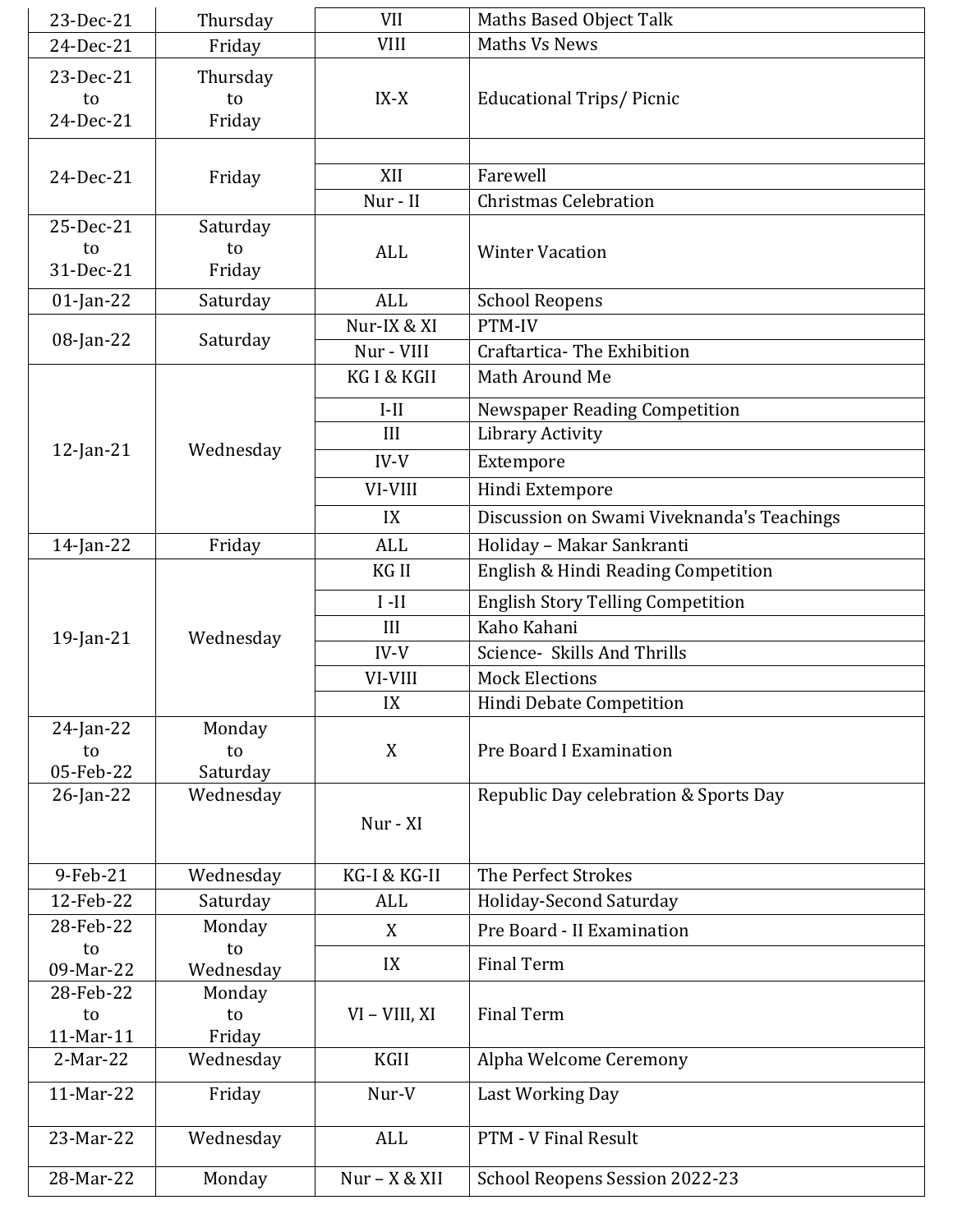| | | | |
|---|---|---|---|
| 23-Dec-21 | Thursday | VII | Maths Based Object Talk |
| 24-Dec-21 | Friday | VIII | Maths Vs News |
| 23-Dec-21 to 24-Dec-21 | Thursday to Friday | IX-X | Educational Trips/ Picnic |
| 24-Dec-21 | Friday | | |
| | | XII | Farewell |
| | | Nur - II | Christmas Celebration |
| 25-Dec-21 to 31-Dec-21 | Saturday to Friday | ALL | Winter Vacation |
| 01-Jan-22 | Saturday | ALL | School Reopens |
| 08-Jan-22 | Saturday | Nur-IX & XI | PTM-IV |
| | | Nur - VIII | Craftartica- The Exhibition |
| 12-Jan-21 | Wednesday | KG I & KGII | Math Around Me |
| | | I-II | Newspaper Reading Competition |
| | | III | Library Activity |
| | | IV-V | Extempore |
| | | VI-VIII | Hindi Extempore |
| | | IX | Discussion on Swami Viveknanda's Teachings |
| 14-Jan-22 | Friday | ALL | Holiday – Makar Sankranti |
| 19-Jan-21 | Wednesday | KG II | English & Hindi Reading Competition |
| | | I -II | English Story Telling Competition |
| | | III | Kaho Kahani |
| | | IV-V | Science- Skills And Thrills |
| | | VI-VIII | Mock Elections |
| | | IX | Hindi Debate Competition |
| 24-Jan-22 to 05-Feb-22 | Monday to Saturday | X | Pre Board I Examination |
| 26-Jan-22 | Wednesday | Nur - XI | Republic Day celebration & Sports Day |
| 9-Feb-21 | Wednesday | KG-I & KG-II | The Perfect Strokes |
| 12-Feb-22 | Saturday | ALL | Holiday-Second Saturday |
| 28-Feb-22 to 09-Mar-22 | Monday to Wednesday | X | Pre Board - II Examination |
| | | IX | Final Term |
| 28-Feb-22 to 11-Mar-11 | Monday to Friday | VI – VIII, XI | Final Term |
| 2-Mar-22 | Wednesday | KGII | Alpha Welcome Ceremony |
| 11-Mar-22 | Friday | Nur-V | Last Working Day |
| 23-Mar-22 | Wednesday | ALL | PTM - V Final Result |
| 28-Mar-22 | Monday | Nur – X & XII | School Reopens Session 2022-23 |